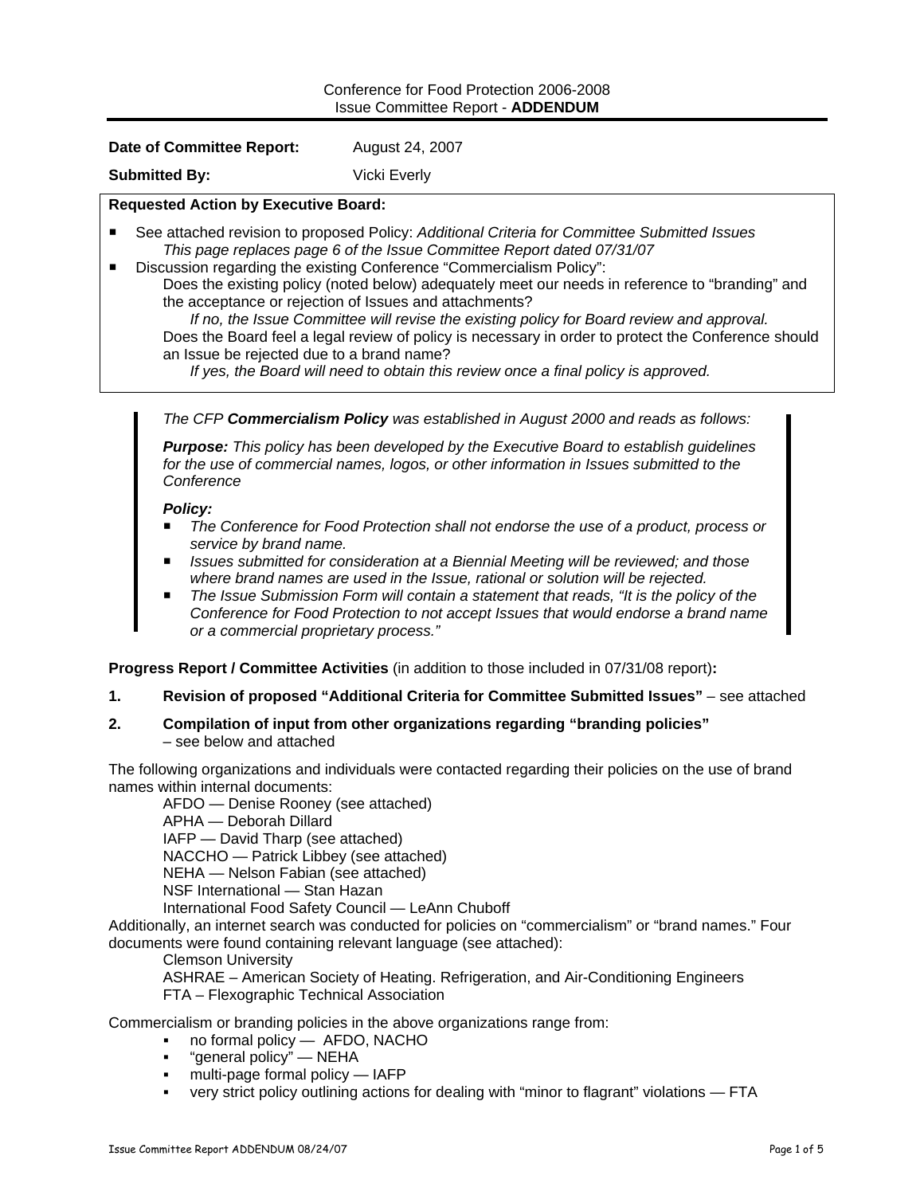Conference for Food Protection 2006-2008
Issue Committee Report - **ADDENDUM**

**Date of Committee Report:** August 24, 2007

**Submitted By:** Vicki Everly

**Requested Action by Executive Board:**

- See attached revision to proposed Policy: *Additional Criteria for Committee Submitted Issues*
  *This page replaces page 6 of the Issue Committee Report dated 07/31/07*
- Discussion regarding the existing Conference "Commercialism Policy":
  Does the existing policy (noted below) adequately meet our needs in reference to "branding" and the acceptance or rejection of Issues and attachments?
  *If no, the Issue Committee will revise the existing policy for Board review and approval.*
  Does the Board feel a legal review of policy is necessary in order to protect the Conference should an Issue be rejected due to a brand name?
  *If yes, the Board will need to obtain this review once a final policy is approved.*

> *The CFP **Commercialism Policy** was established in August 2000 and reads as follows:*
>
> ***Purpose:** This policy has been developed by the Executive Board to establish guidelines for the use of commercial names, logos, or other information in Issues submitted to the Conference*
>
> ***Policy:***
> - *The Conference for Food Protection shall not endorse the use of a product, process or service by brand name.*
> - *Issues submitted for consideration at a Biennial Meeting will be reviewed; and those where brand names are used in the Issue, rational or solution will be rejected.*
> - *The Issue Submission Form will contain a statement that reads, "It is the policy of the Conference for Food Protection to not accept Issues that would endorse a brand name or a commercial proprietary process."*

**Progress Report / Committee Activities** (in addition to those included in 07/31/08 report)**:**

1. **Revision of proposed "Additional Criteria for Committee Submitted Issues"** – see attached
2. **Compilation of input from other organizations regarding "branding policies"** – see below and attached

The following organizations and individuals were contacted regarding their policies on the use of brand names within internal documents:

AFDO — Denise Rooney (see attached)
APHA — Deborah Dillard
IAFP — David Tharp (see attached)
NACCHO — Patrick Libbey (see attached)
NEHA — Nelson Fabian (see attached)
NSF International — Stan Hazan
International Food Safety Council — LeAnn Chuboff

Additionally, an internet search was conducted for policies on "commercialism" or "brand names." Four documents were found containing relevant language (see attached):

Clemson University
ASHRAE – American Society of Heating. Refrigeration, and Air-Conditioning Engineers
FTA – Flexographic Technical Association

Commercialism or branding policies in the above organizations range from:

- no formal policy — AFDO, NACHO
- "general policy" — NEHA
- multi-page formal policy — IAFP
- very strict policy outlining actions for dealing with "minor to flagrant" violations — FTA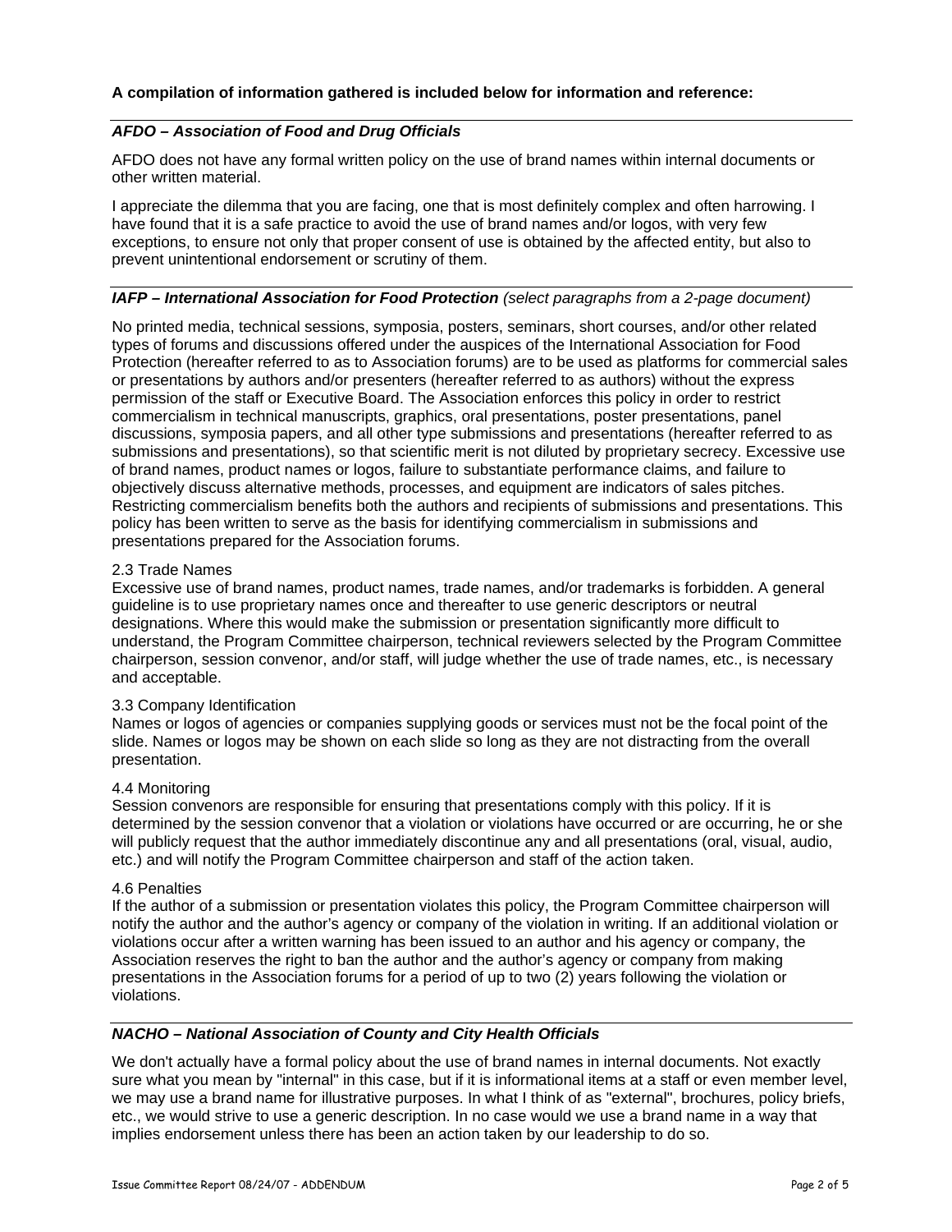**A compilation of information gathered is included below for information and reference:**

### *AFDO – Association of Food and Drug Officials*

AFDO does not have any formal written policy on the use of brand names within internal documents or other written material.

I appreciate the dilemma that you are facing, one that is most definitely complex and often harrowing. I have found that it is a safe practice to avoid the use of brand names and/or logos, with very few exceptions, to ensure not only that proper consent of use is obtained by the affected entity, but also to prevent unintentional endorsement or scrutiny of them.

### *IAFP – International Association for Food Protection (select paragraphs from a 2-page document)*

No printed media, technical sessions, symposia, posters, seminars, short courses, and/or other related types of forums and discussions offered under the auspices of the International Association for Food Protection (hereafter referred to as to Association forums) are to be used as platforms for commercial sales or presentations by authors and/or presenters (hereafter referred to as authors) without the express permission of the staff or Executive Board. The Association enforces this policy in order to restrict commercialism in technical manuscripts, graphics, oral presentations, poster presentations, panel discussions, symposia papers, and all other type submissions and presentations (hereafter referred to as submissions and presentations), so that scientific merit is not diluted by proprietary secrecy. Excessive use of brand names, product names or logos, failure to substantiate performance claims, and failure to objectively discuss alternative methods, processes, and equipment are indicators of sales pitches. Restricting commercialism benefits both the authors and recipients of submissions and presentations. This policy has been written to serve as the basis for identifying commercialism in submissions and presentations prepared for the Association forums.

2.3 Trade Names
Excessive use of brand names, product names, trade names, and/or trademarks is forbidden. A general guideline is to use proprietary names once and thereafter to use generic descriptors or neutral designations. Where this would make the submission or presentation significantly more difficult to understand, the Program Committee chairperson, technical reviewers selected by the Program Committee chairperson, session convenor, and/or staff, will judge whether the use of trade names, etc., is necessary and acceptable.

3.3 Company Identification
Names or logos of agencies or companies supplying goods or services must not be the focal point of the slide. Names or logos may be shown on each slide so long as they are not distracting from the overall presentation.

4.4 Monitoring
Session convenors are responsible for ensuring that presentations comply with this policy. If it is determined by the session convenor that a violation or violations have occurred or are occurring, he or she will publicly request that the author immediately discontinue any and all presentations (oral, visual, audio, etc.) and will notify the Program Committee chairperson and staff of the action taken.

4.6 Penalties
If the author of a submission or presentation violates this policy, the Program Committee chairperson will notify the author and the author's agency or company of the violation in writing. If an additional violation or violations occur after a written warning has been issued to an author and his agency or company, the Association reserves the right to ban the author and the author's agency or company from making presentations in the Association forums for a period of up to two (2) years following the violation or violations.

### *NACHO – National Association of County and City Health Officials*

We don't actually have a formal policy about the use of brand names in internal documents. Not exactly sure what you mean by "internal" in this case, but if it is informational items at a staff or even member level, we may use a brand name for illustrative purposes. In what I think of as "external", brochures, policy briefs, etc., we would strive to use a generic description. In no case would we use a brand name in a way that implies endorsement unless there has been an action taken by our leadership to do so.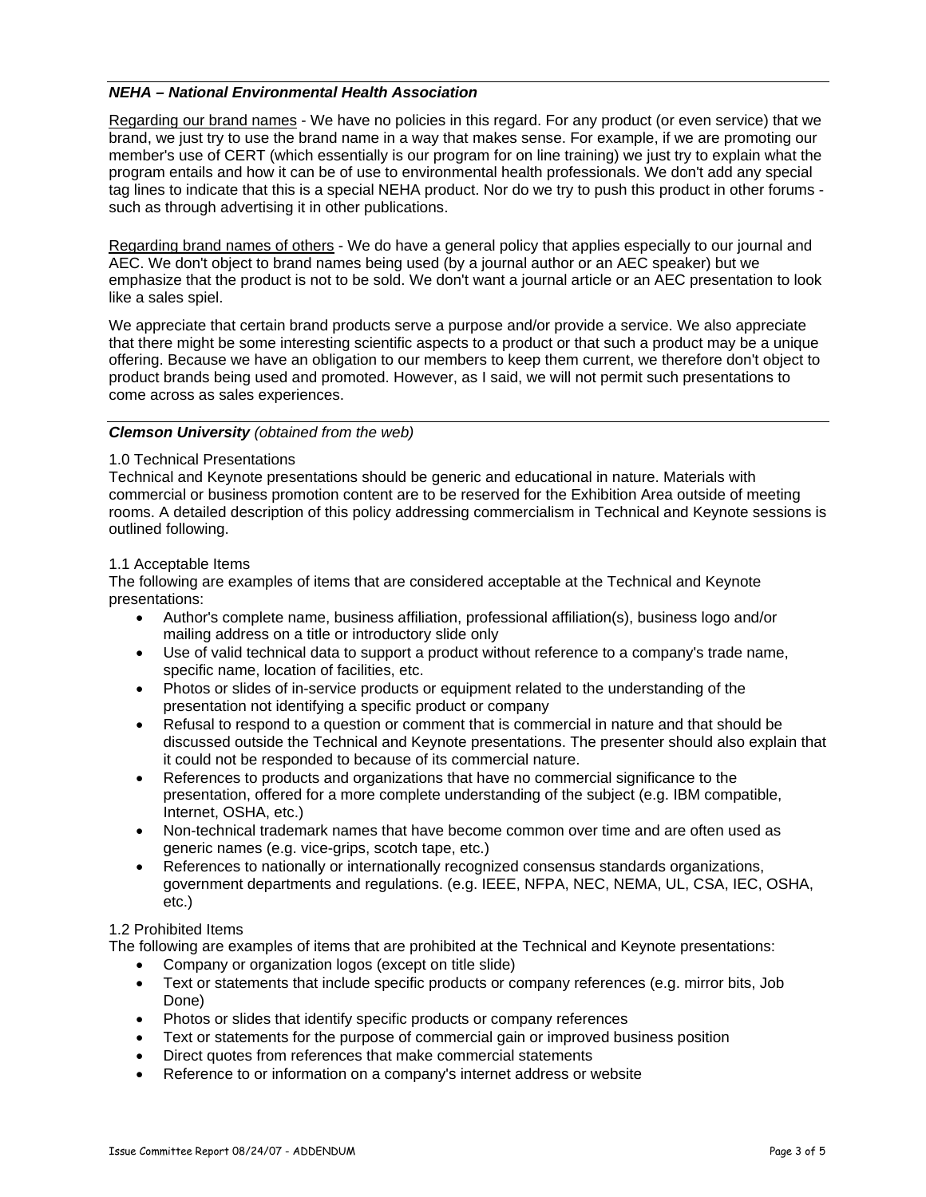***NEHA – National Environmental Health Association***

Regarding our brand names - We have no policies in this regard. For any product (or even service) that we brand, we just try to use the brand name in a way that makes sense. For example, if we are promoting our member's use of CERT (which essentially is our program for on line training) we just try to explain what the program entails and how it can be of use to environmental health professionals. We don't add any special tag lines to indicate that this is a special NEHA product. Nor do we try to push this product in other forums - such as through advertising it in other publications.

Regarding brand names of others - We do have a general policy that applies especially to our journal and AEC. We don't object to brand names being used (by a journal author or an AEC speaker) but we emphasize that the product is not to be sold. We don't want a journal article or an AEC presentation to look like a sales spiel.

We appreciate that certain brand products serve a purpose and/or provide a service. We also appreciate that there might be some interesting scientific aspects to a product or that such a product may be a unique offering. Because we have an obligation to our members to keep them current, we therefore don't object to product brands being used and promoted. However, as I said, we will not permit such presentations to come across as sales experiences.

***Clemson University*** *(obtained from the web)*

1.0 Technical Presentations
Technical and Keynote presentations should be generic and educational in nature. Materials with commercial or business promotion content are to be reserved for the Exhibition Area outside of meeting rooms. A detailed description of this policy addressing commercialism in Technical and Keynote sessions is outlined following.

1.1 Acceptable Items
The following are examples of items that are considered acceptable at the Technical and Keynote presentations:

- Author's complete name, business affiliation, professional affiliation(s), business logo and/or mailing address on a title or introductory slide only
- Use of valid technical data to support a product without reference to a company's trade name, specific name, location of facilities, etc.
- Photos or slides of in-service products or equipment related to the understanding of the presentation not identifying a specific product or company
- Refusal to respond to a question or comment that is commercial in nature and that should be discussed outside the Technical and Keynote presentations. The presenter should also explain that it could not be responded to because of its commercial nature.
- References to products and organizations that have no commercial significance to the presentation, offered for a more complete understanding of the subject (e.g. IBM compatible, Internet, OSHA, etc.)
- Non-technical trademark names that have become common over time and are often used as generic names (e.g. vice-grips, scotch tape, etc.)
- References to nationally or internationally recognized consensus standards organizations, government departments and regulations. (e.g. IEEE, NFPA, NEC, NEMA, UL, CSA, IEC, OSHA, etc.)

1.2 Prohibited Items
The following are examples of items that are prohibited at the Technical and Keynote presentations:

- Company or organization logos (except on title slide)
- Text or statements that include specific products or company references (e.g. mirror bits, Job Done)
- Photos or slides that identify specific products or company references
- Text or statements for the purpose of commercial gain or improved business position
- Direct quotes from references that make commercial statements
- Reference to or information on a company's internet address or website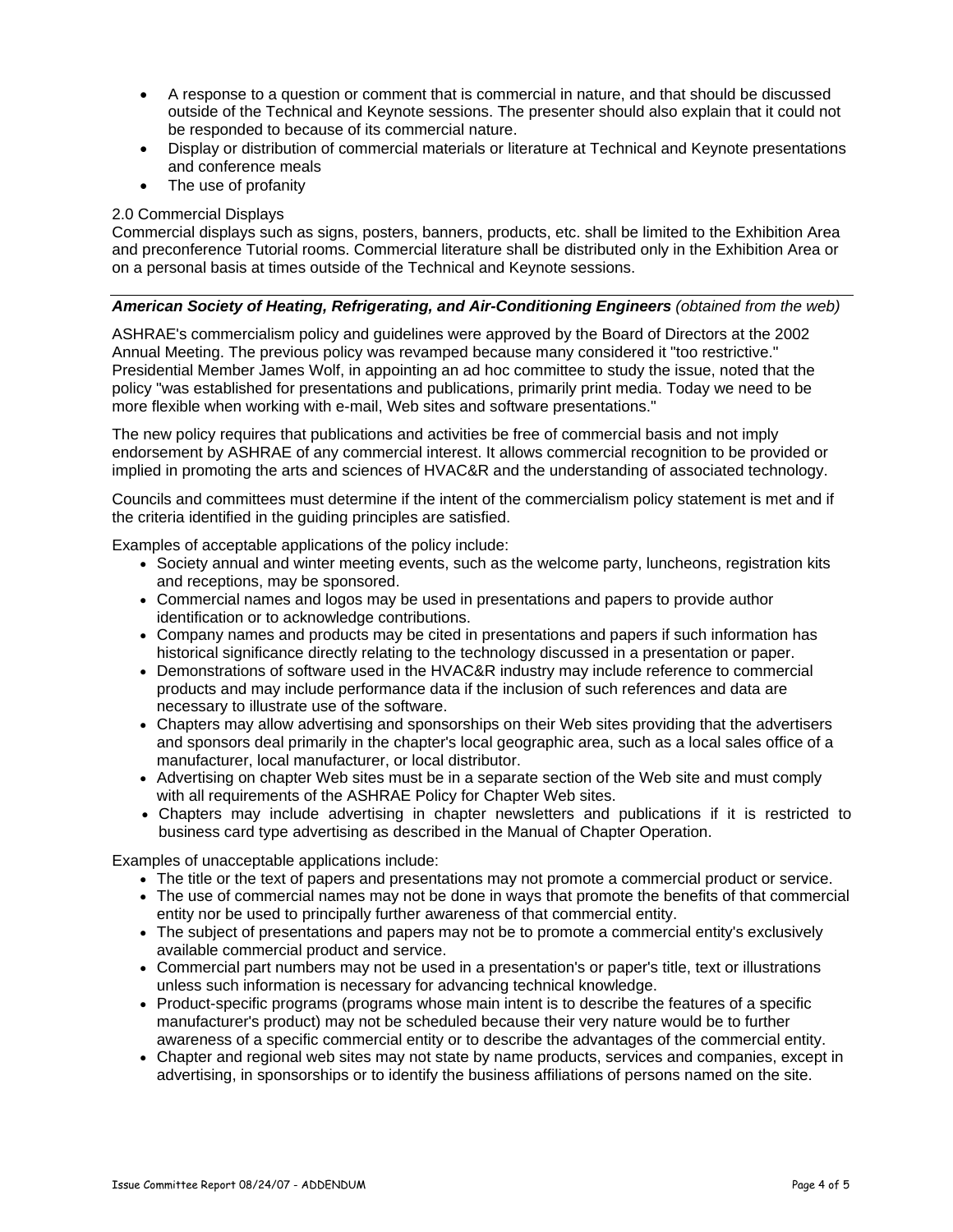- A response to a question or comment that is commercial in nature, and that should be discussed outside of the Technical and Keynote sessions. The presenter should also explain that it could not be responded to because of its commercial nature.
- Display or distribution of commercial materials or literature at Technical and Keynote presentations and conference meals
- The use of profanity

2.0 Commercial Displays

Commercial displays such as signs, posters, banners, products, etc. shall be limited to the Exhibition Area and preconference Tutorial rooms. Commercial literature shall be distributed only in the Exhibition Area or on a personal basis at times outside of the Technical and Keynote sessions.

---

***American Society of Heating, Refrigerating, and Air-Conditioning Engineers*** *(obtained from the web)*

ASHRAE's commercialism policy and guidelines were approved by the Board of Directors at the 2002 Annual Meeting. The previous policy was revamped because many considered it "too restrictive." Presidential Member James Wolf, in appointing an ad hoc committee to study the issue, noted that the policy "was established for presentations and publications, primarily print media. Today we need to be more flexible when working with e-mail, Web sites and software presentations."

The new policy requires that publications and activities be free of commercial basis and not imply endorsement by ASHRAE of any commercial interest. It allows commercial recognition to be provided or implied in promoting the arts and sciences of HVAC&R and the understanding of associated technology.

Councils and committees must determine if the intent of the commercialism policy statement is met and if the criteria identified in the guiding principles are satisfied.

Examples of acceptable applications of the policy include:

- Society annual and winter meeting events, such as the welcome party, luncheons, registration kits and receptions, may be sponsored.
- Commercial names and logos may be used in presentations and papers to provide author identification or to acknowledge contributions.
- Company names and products may be cited in presentations and papers if such information has historical significance directly relating to the technology discussed in a presentation or paper.
- Demonstrations of software used in the HVAC&R industry may include reference to commercial products and may include performance data if the inclusion of such references and data are necessary to illustrate use of the software.
- Chapters may allow advertising and sponsorships on their Web sites providing that the advertisers and sponsors deal primarily in the chapter's local geographic area, such as a local sales office of a manufacturer, local manufacturer, or local distributor.
- Advertising on chapter Web sites must be in a separate section of the Web site and must comply with all requirements of the ASHRAE Policy for Chapter Web sites.
- Chapters may include advertising in chapter newsletters and publications if it is restricted to business card type advertising as described in the Manual of Chapter Operation.

Examples of unacceptable applications include:

- The title or the text of papers and presentations may not promote a commercial product or service.
- The use of commercial names may not be done in ways that promote the benefits of that commercial entity nor be used to principally further awareness of that commercial entity.
- The subject of presentations and papers may not be to promote a commercial entity's exclusively available commercial product and service.
- Commercial part numbers may not be used in a presentation's or paper's title, text or illustrations unless such information is necessary for advancing technical knowledge.
- Product-specific programs (programs whose main intent is to describe the features of a specific manufacturer's product) may not be scheduled because their very nature would be to further awareness of a specific commercial entity or to describe the advantages of the commercial entity.
- Chapter and regional web sites may not state by name products, services and companies, except in advertising, in sponsorships or to identify the business affiliations of persons named on the site.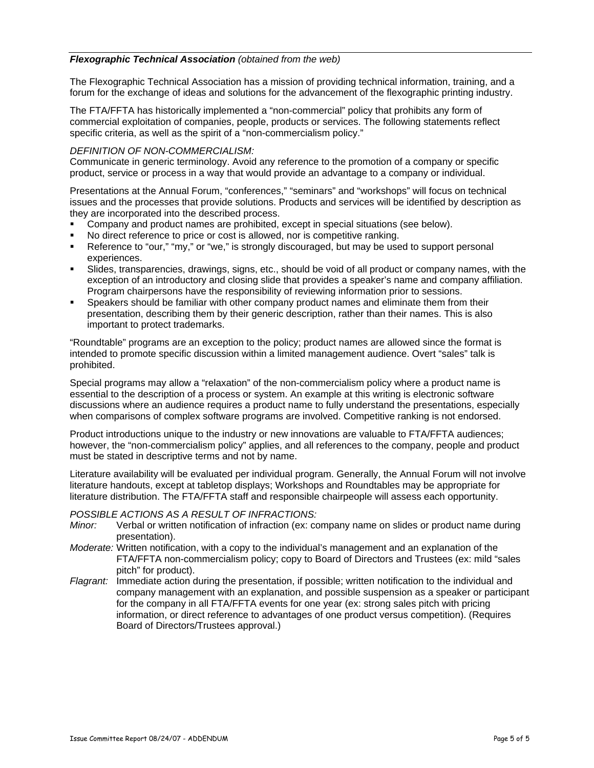***Flexographic Technical Association*** *(obtained from the web)*

The Flexographic Technical Association has a mission of providing technical information, training, and a forum for the exchange of ideas and solutions for the advancement of the flexographic printing industry.

The FTA/FFTA has historically implemented a "non-commercial" policy that prohibits any form of commercial exploitation of companies, people, products or services. The following statements reflect specific criteria, as well as the spirit of a "non-commercialism policy."

*DEFINITION OF NON-COMMERCIALISM:*
Communicate in generic terminology. Avoid any reference to the promotion of a company or specific product, service or process in a way that would provide an advantage to a company or individual.

Presentations at the Annual Forum, "conferences," "seminars" and "workshops" will focus on technical issues and the processes that provide solutions. Products and services will be identified by description as they are incorporated into the described process.

- Company and product names are prohibited, except in special situations (see below).
- No direct reference to price or cost is allowed, nor is competitive ranking.
- Reference to "our," "my," or "we," is strongly discouraged, but may be used to support personal experiences.
- Slides, transparencies, drawings, signs, etc., should be void of all product or company names, with the exception of an introductory and closing slide that provides a speaker's name and company affiliation. Program chairpersons have the responsibility of reviewing information prior to sessions.
- Speakers should be familiar with other company product names and eliminate them from their presentation, describing them by their generic description, rather than their names. This is also important to protect trademarks.

"Roundtable" programs are an exception to the policy; product names are allowed since the format is intended to promote specific discussion within a limited management audience. Overt "sales" talk is prohibited.

Special programs may allow a "relaxation" of the non-commercialism policy where a product name is essential to the description of a process or system. An example at this writing is electronic software discussions where an audience requires a product name to fully understand the presentations, especially when comparisons of complex software programs are involved. Competitive ranking is not endorsed.

Product introductions unique to the industry or new innovations are valuable to FTA/FFTA audiences; however, the "non-commercialism policy" applies, and all references to the company, people and product must be stated in descriptive terms and not by name.

Literature availability will be evaluated per individual program. Generally, the Annual Forum will not involve literature handouts, except at tabletop displays; Workshops and Roundtables may be appropriate for literature distribution. The FTA/FFTA staff and responsible chairpeople will assess each opportunity.

*POSSIBLE ACTIONS AS A RESULT OF INFRACTIONS:*

*Minor:* Verbal or written notification of infraction (ex: company name on slides or product name during presentation).

*Moderate:* Written notification, with a copy to the individual's management and an explanation of the FTA/FFTA non-commercialism policy; copy to Board of Directors and Trustees (ex: mild "sales pitch" for product).

*Flagrant:* Immediate action during the presentation, if possible; written notification to the individual and company management with an explanation, and possible suspension as a speaker or participant for the company in all FTA/FFTA events for one year (ex: strong sales pitch with pricing information, or direct reference to advantages of one product versus competition). (Requires Board of Directors/Trustees approval.)